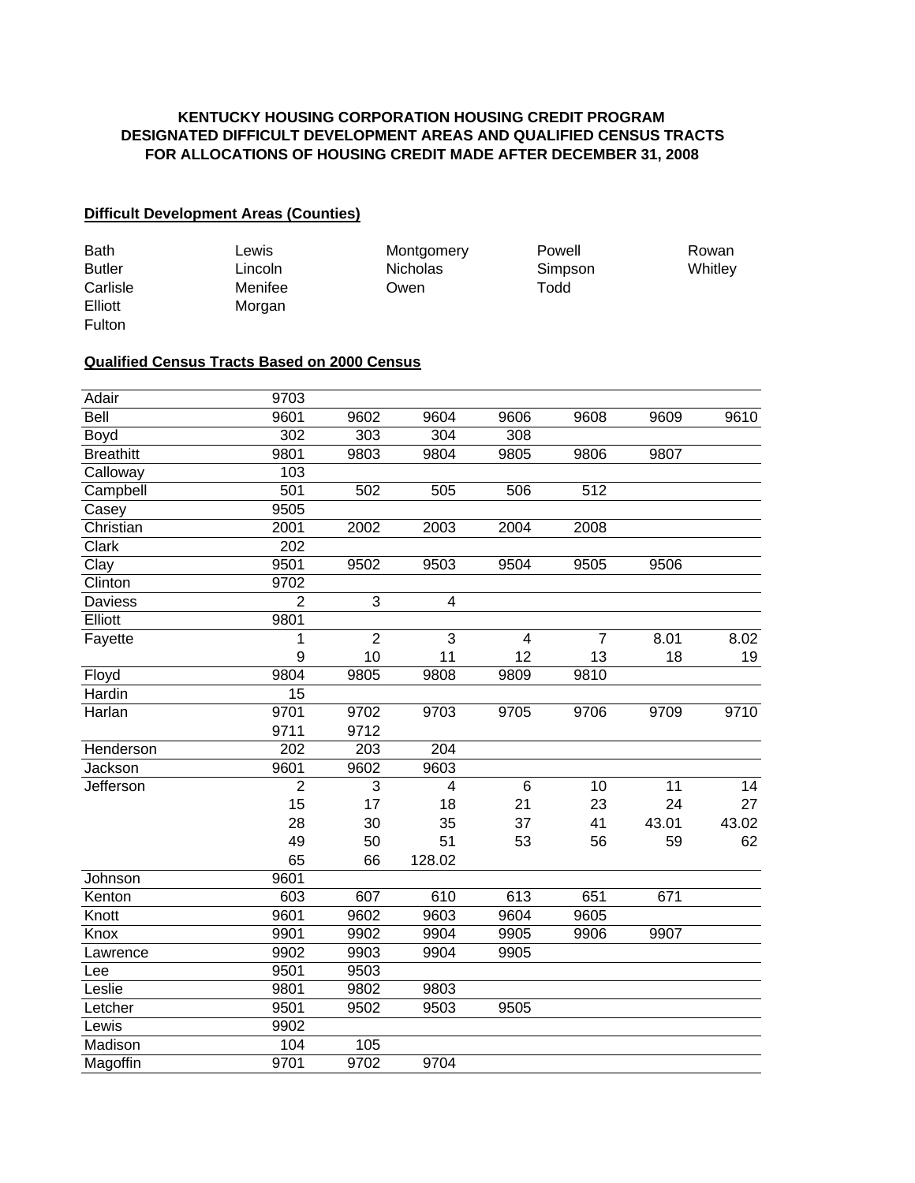**KENTUCKY HOUSING CORPORATION HOUSING CREDIT PROGRAM**
**DESIGNATED DIFFICULT DEVELOPMENT AREAS AND QUALIFIED CENSUS TRACTS**
**FOR ALLOCATIONS OF HOUSING CREDIT MADE AFTER DECEMBER 31, 2008**

## Difficult Development Areas (Counties)

| | | | | |
|---|---|---|---|---|
| Bath | Lewis | Montgomery | Powell | Rowan |
| Butler | Lincoln | Nicholas | Simpson | Whitley |
| Carlisle | Menifee | Owen | Todd | |
| Elliott | Morgan | | | |
| Fulton | | | | |

## Qualified Census Tracts Based on 2000 Census

| | | | | | | | |
|---|---|---|---|---|---|---|---|
| Adair | 9703 | | | | | | |
| Bell | 9601 | 9602 | 9604 | 9606 | 9608 | 9609 | 9610 |
| Boyd | 302 | 303 | 304 | 308 | | | |
| Breathitt | 9801 | 9803 | 9804 | 9805 | 9806 | 9807 | |
| Calloway | 103 | | | | | | |
| Campbell | 501 | 502 | 505 | 506 | 512 | | |
| Casey | 9505 | | | | | | |
| Christian | 2001 | 2002 | 2003 | 2004 | 2008 | | |
| Clark | 202 | | | | | | |
| Clay | 9501 | 9502 | 9503 | 9504 | 9505 | 9506 | |
| Clinton | 9702 | | | | | | |
| Daviess | 2 | 3 | 4 | | | | |
| Elliott | 9801 | | | | | | |
| Fayette | 1 | 2 | 3 | 4 | 7 | 8.01 | 8.02 |
| | 9 | 10 | 11 | 12 | 13 | 18 | 19 |
| Floyd | 9804 | 9805 | 9808 | 9809 | 9810 | | |
| Hardin | 15 | | | | | | |
| Harlan | 9701 | 9702 | 9703 | 9705 | 9706 | 9709 | 9710 |
| | 9711 | 9712 | | | | | |
| Henderson | 202 | 203 | 204 | | | | |
| Jackson | 9601 | 9602 | 9603 | | | | |
| Jefferson | 2 | 3 | 4 | 6 | 10 | 11 | 14 |
| | 15 | 17 | 18 | 21 | 23 | 24 | 27 |
| | 28 | 30 | 35 | 37 | 41 | 43.01 | 43.02 |
| | 49 | 50 | 51 | 53 | 56 | 59 | 62 |
| | 65 | 66 | 128.02 | | | | |
| Johnson | 9601 | | | | | | |
| Kenton | 603 | 607 | 610 | 613 | 651 | 671 | |
| Knott | 9601 | 9602 | 9603 | 9604 | 9605 | | |
| Knox | 9901 | 9902 | 9904 | 9905 | 9906 | 9907 | |
| Lawrence | 9902 | 9903 | 9904 | 9905 | | | |
| Lee | 9501 | 9503 | | | | | |
| Leslie | 9801 | 9802 | 9803 | | | | |
| Letcher | 9501 | 9502 | 9503 | 9505 | | | |
| Lewis | 9902 | | | | | | |
| Madison | 104 | 105 | | | | | |
| Magoffin | 9701 | 9702 | 9704 | | | | |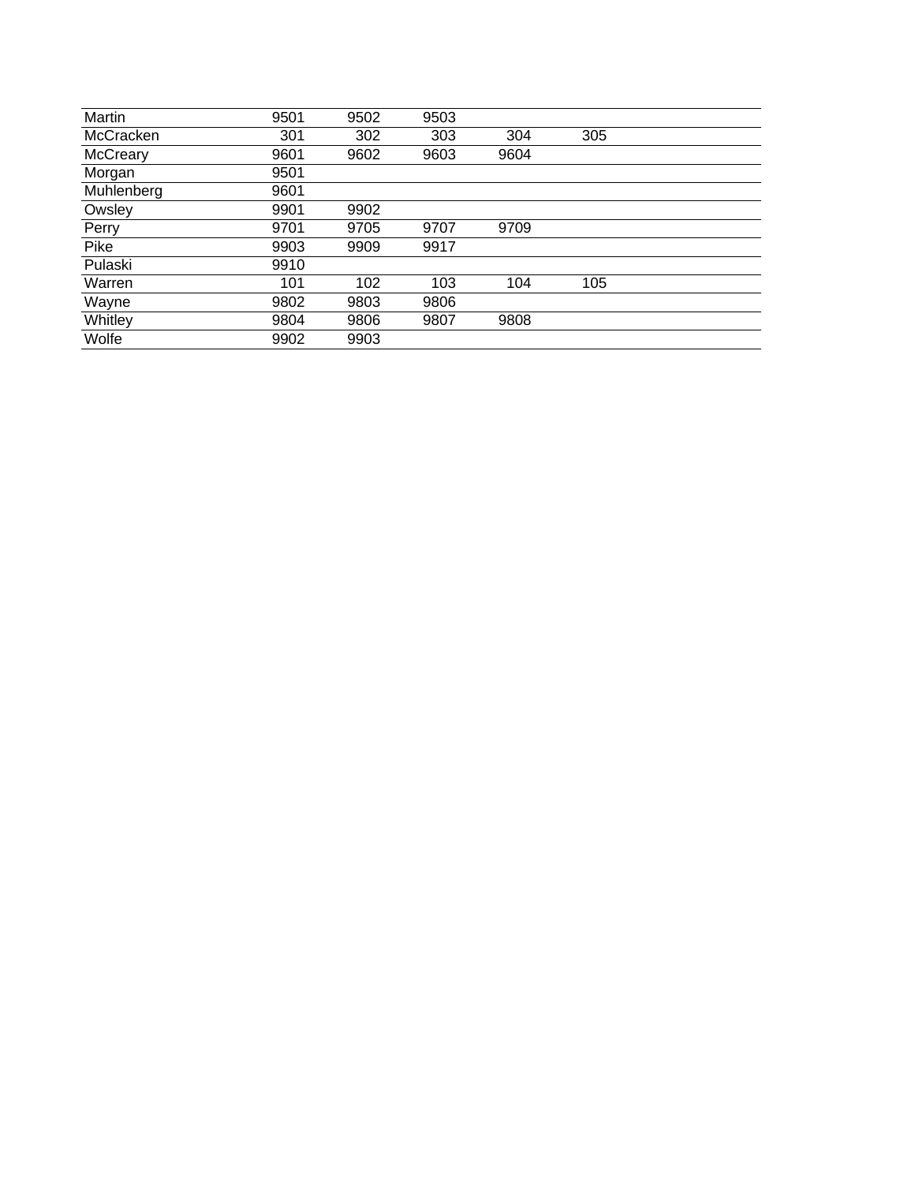| | | | | | | |
|---|---|---|---|---|---|---|
| Martin | 9501 | 9502 | 9503 | | | |
| McCracken | 301 | 302 | 303 | 304 | 305 | |
| McCreary | 9601 | 9602 | 9603 | 9604 | | |
| Morgan | 9501 | | | | | |
| Muhlenberg | 9601 | | | | | |
| Owsley | 9901 | 9902 | | | | |
| Perry | 9701 | 9705 | 9707 | 9709 | | |
| Pike | 9903 | 9909 | 9917 | | | |
| Pulaski | 9910 | | | | | |
| Warren | 101 | 102 | 103 | 104 | 105 | |
| Wayne | 9802 | 9803 | 9806 | | | |
| Whitley | 9804 | 9806 | 9807 | 9808 | | |
| Wolfe | 9902 | 9903 | | | | |